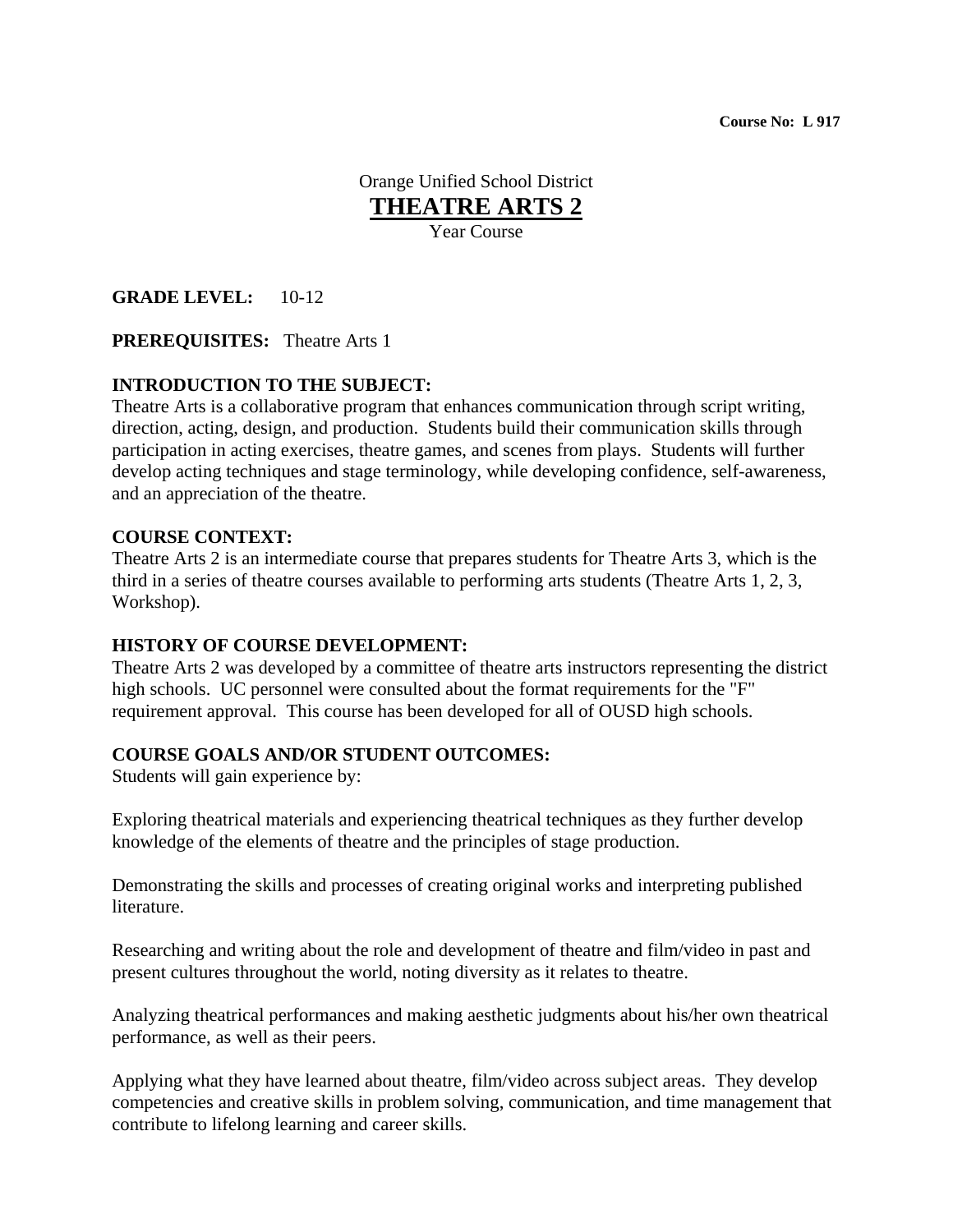**Course No: L 917**

Orange Unified School District

# THEATRE ARTS 2

Year Course

**GRADE LEVEL:** 10-12

**PREREQUISITES:** Theatre Arts 1

**INTRODUCTION TO THE SUBJECT:**
Theatre Arts is a collaborative program that enhances communication through script writing, direction, acting, design, and production. Students build their communication skills through participation in acting exercises, theatre games, and scenes from plays. Students will further develop acting techniques and stage terminology, while developing confidence, self-awareness, and an appreciation of the theatre.

**COURSE CONTEXT:**
Theatre Arts 2 is an intermediate course that prepares students for Theatre Arts 3, which is the third in a series of theatre courses available to performing arts students (Theatre Arts 1, 2, 3, Workshop).

**HISTORY OF COURSE DEVELOPMENT:**
Theatre Arts 2 was developed by a committee of theatre arts instructors representing the district high schools. UC personnel were consulted about the format requirements for the "F" requirement approval. This course has been developed for all of OUSD high schools.

**COURSE GOALS AND/OR STUDENT OUTCOMES:**
Students will gain experience by:

Exploring theatrical materials and experiencing theatrical techniques as they further develop knowledge of the elements of theatre and the principles of stage production.

Demonstrating the skills and processes of creating original works and interpreting published literature.

Researching and writing about the role and development of theatre and film/video in past and present cultures throughout the world, noting diversity as it relates to theatre.

Analyzing theatrical performances and making aesthetic judgments about his/her own theatrical performance, as well as their peers.

Applying what they have learned about theatre, film/video across subject areas. They develop competencies and creative skills in problem solving, communication, and time management that contribute to lifelong learning and career skills.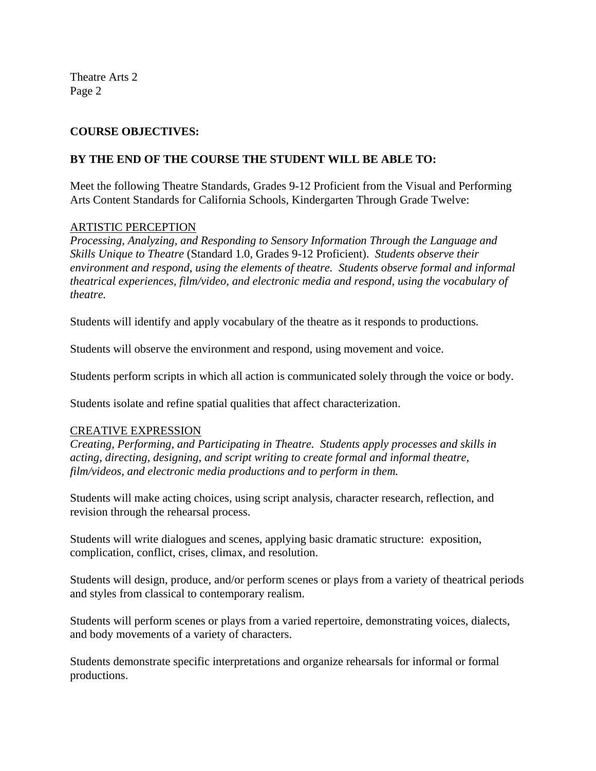**COURSE OBJECTIVES:**

**BY THE END OF THE COURSE THE STUDENT WILL BE ABLE TO:**

Meet the following Theatre Standards, Grades 9-12 Proficient from the Visual and Performing Arts Content Standards for California Schools, Kindergarten Through Grade Twelve:

<u>ARTISTIC PERCEPTION</u>

*Processing, Analyzing, and Responding to Sensory Information Through the Language and Skills Unique to Theatre* (Standard 1.0, Grades 9-12 Proficient). *Students observe their environment and respond, using the elements of theatre. Students observe formal and informal theatrical experiences, film/video, and electronic media and respond, using the vocabulary of theatre.*

Students will identify and apply vocabulary of the theatre as it responds to productions.

Students will observe the environment and respond, using movement and voice.

Students perform scripts in which all action is communicated solely through the voice or body.

Students isolate and refine spatial qualities that affect characterization.

<u>CREATIVE EXPRESSION</u>

*Creating, Performing, and Participating in Theatre. Students apply processes and skills in acting, directing, designing, and script writing to create formal and informal theatre, film/videos, and electronic media productions and to perform in them.*

Students will make acting choices, using script analysis, character research, reflection, and revision through the rehearsal process.

Students will write dialogues and scenes, applying basic dramatic structure: exposition, complication, conflict, crises, climax, and resolution.

Students will design, produce, and/or perform scenes or plays from a variety of theatrical periods and styles from classical to contemporary realism.

Students will perform scenes or plays from a varied repertoire, demonstrating voices, dialects, and body movements of a variety of characters.

Students demonstrate specific interpretations and organize rehearsals for informal or formal productions.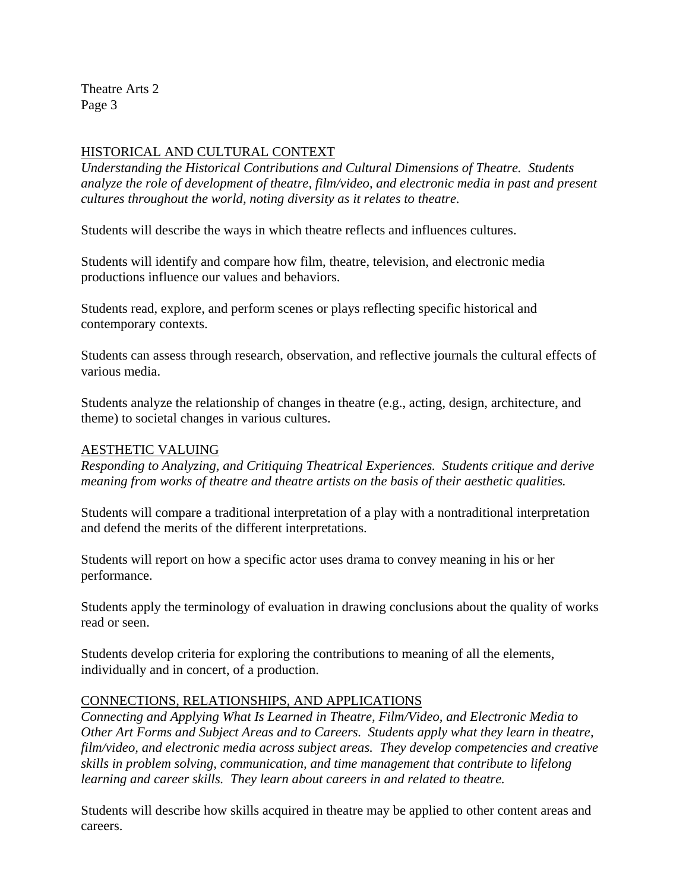## HISTORICAL AND CULTURAL CONTEXT

*Understanding the Historical Contributions and Cultural Dimensions of Theatre. Students analyze the role of development of theatre, film/video, and electronic media in past and present cultures throughout the world, noting diversity as it relates to theatre.*

Students will describe the ways in which theatre reflects and influences cultures.

Students will identify and compare how film, theatre, television, and electronic media productions influence our values and behaviors.

Students read, explore, and perform scenes or plays reflecting specific historical and contemporary contexts.

Students can assess through research, observation, and reflective journals the cultural effects of various media.

Students analyze the relationship of changes in theatre (e.g., acting, design, architecture, and theme) to societal changes in various cultures.

## AESTHETIC VALUING

*Responding to Analyzing, and Critiquing Theatrical Experiences. Students critique and derive meaning from works of theatre and theatre artists on the basis of their aesthetic qualities.*

Students will compare a traditional interpretation of a play with a nontraditional interpretation and defend the merits of the different interpretations.

Students will report on how a specific actor uses drama to convey meaning in his or her performance.

Students apply the terminology of evaluation in drawing conclusions about the quality of works read or seen.

Students develop criteria for exploring the contributions to meaning of all the elements, individually and in concert, of a production.

## CONNECTIONS, RELATIONSHIPS, AND APPLICATIONS

*Connecting and Applying What Is Learned in Theatre, Film/Video, and Electronic Media to Other Art Forms and Subject Areas and to Careers. Students apply what they learn in theatre, film/video, and electronic media across subject areas. They develop competencies and creative skills in problem solving, communication, and time management that contribute to lifelong learning and career skills. They learn about careers in and related to theatre.*

Students will describe how skills acquired in theatre may be applied to other content areas and careers.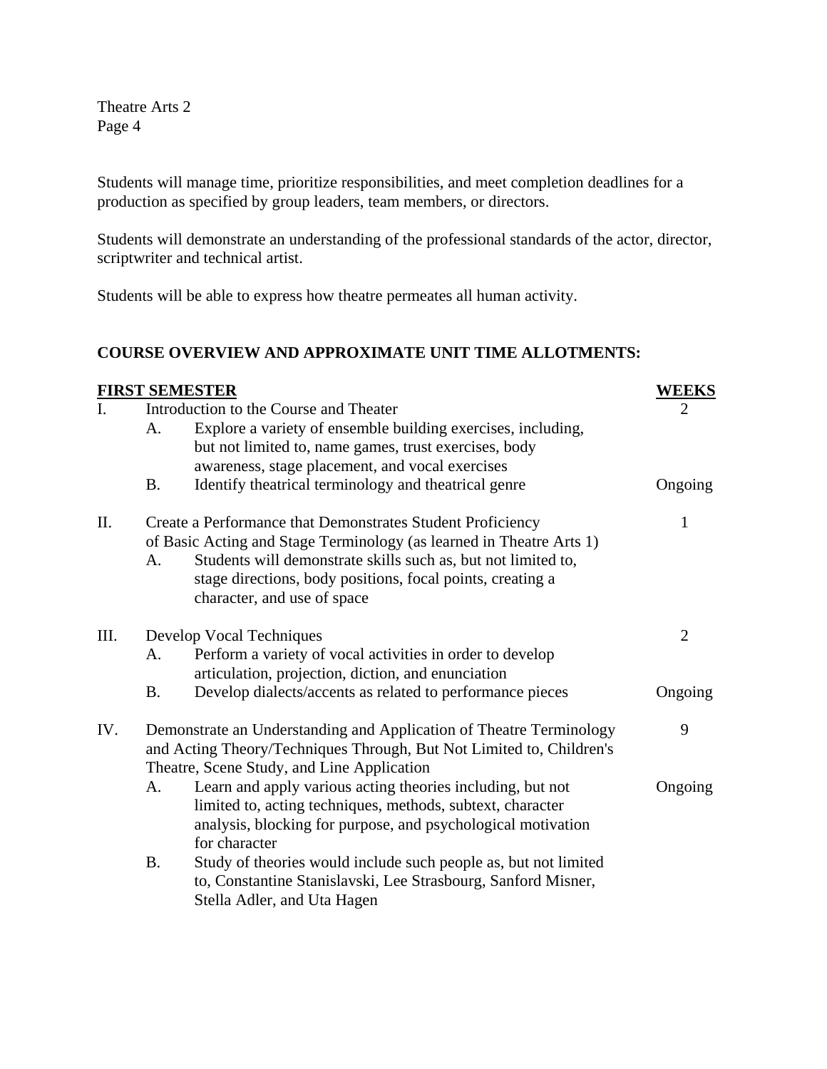Students will manage time, prioritize responsibilities, and meet completion deadlines for a production as specified by group leaders, team members, or directors.

Students will demonstrate an understanding of the professional standards of the actor, director, scriptwriter and technical artist.

Students will be able to express how theatre permeates all human activity.

**COURSE OVERVIEW AND APPROXIMATE UNIT TIME ALLOTMENTS:**

| **FIRST SEMESTER** | | | **WEEKS** |
|---|---|---|---|
| I. | Introduction to the Course and Theater | | 2 |
| | A. | Explore a variety of ensemble building exercises, including, but not limited to, name games, trust exercises, body awareness, stage placement, and vocal exercises | |
| | B. | Identify theatrical terminology and theatrical genre | Ongoing |
| II. | Create a Performance that Demonstrates Student Proficiency of Basic Acting and Stage Terminology (as learned in Theatre Arts 1) | | 1 |
| | A. | Students will demonstrate skills such as, but not limited to, stage directions, body positions, focal points, creating a character, and use of space | |
| III. | Develop Vocal Techniques | | 2 |
| | A. | Perform a variety of vocal activities in order to develop articulation, projection, diction, and enunciation | |
| | B. | Develop dialects/accents as related to performance pieces | Ongoing |
| IV. | Demonstrate an Understanding and Application of Theatre Terminology and Acting Theory/Techniques Through, But Not Limited to, Children's Theatre, Scene Study, and Line Application | | 9 |
| | A. | Learn and apply various acting theories including, but not limited to, acting techniques, methods, subtext, character analysis, blocking for purpose, and psychological motivation for character | Ongoing |
| | B. | Study of theories would include such people as, but not limited to, Constantine Stanislavski, Lee Strasbourg, Sanford Misner, Stella Adler, and Uta Hagen | |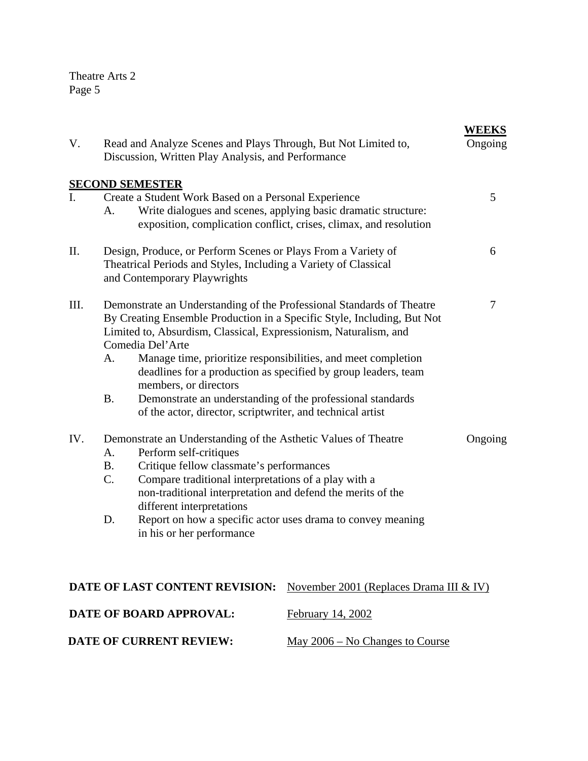| | | WEEKS |
|---|---|---|
| V. | Read and Analyze Scenes and Plays Through, But Not Limited to, Discussion, Written Play Analysis, and Performance | Ongoing |

**SECOND SEMESTER**

| | | WEEKS |
|---|---|---|
| I. | Create a Student Work Based on a Personal Experience<br>A. Write dialogues and scenes, applying basic dramatic structure: exposition, complication conflict, crises, climax, and resolution | 5 |
| II. | Design, Produce, or Perform Scenes or Plays From a Variety of Theatrical Periods and Styles, Including a Variety of Classical and Contemporary Playwrights | 6 |
| III. | Demonstrate an Understanding of the Professional Standards of Theatre By Creating Ensemble Production in a Specific Style, Including, But Not Limited to, Absurdism, Classical, Expressionism, Naturalism, and Comedia Del'Arte<br>A. Manage time, prioritize responsibilities, and meet completion deadlines for a production as specified by group leaders, team members, or directors<br>B. Demonstrate an understanding of the professional standards of the actor, director, scriptwriter, and technical artist | 7 |
| IV. | Demonstrate an Understanding of the Asthetic Values of Theatre<br>A. Perform self-critiques<br>B. Critique fellow classmate's performances<br>C. Compare traditional interpretations of a play with a non-traditional interpretation and defend the merits of the different interpretations<br>D. Report on how a specific actor uses drama to convey meaning in his or her performance | Ongoing |

**DATE OF LAST CONTENT REVISION:** November 2001 (Replaces Drama III & IV)

**DATE OF BOARD APPROVAL:** February 14, 2002

**DATE OF CURRENT REVIEW:** May 2006 – No Changes to Course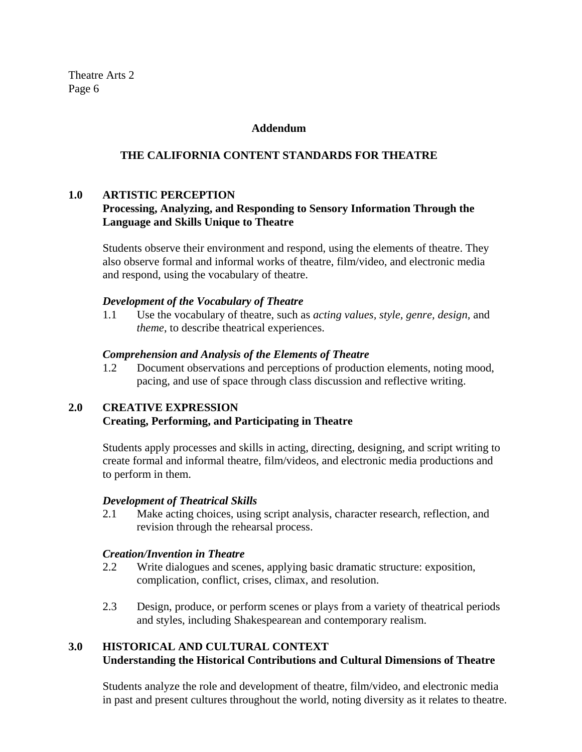## Addendum

## THE CALIFORNIA CONTENT STANDARDS FOR THEATRE

### 1.0 ARTISTIC PERCEPTION
**Processing, Analyzing, and Responding to Sensory Information Through the Language and Skills Unique to Theatre**

Students observe their environment and respond, using the elements of theatre. They also observe formal and informal works of theatre, film/video, and electronic media and respond, using the vocabulary of theatre.

***Development of the Vocabulary of Theatre***

1.1 Use the vocabulary of theatre, such as *acting values, style, genre, design,* and *theme*, to describe theatrical experiences.

***Comprehension and Analysis of the Elements of Theatre***

1.2 Document observations and perceptions of production elements, noting mood, pacing, and use of space through class discussion and reflective writing.

### 2.0 CREATIVE EXPRESSION
**Creating, Performing, and Participating in Theatre**

Students apply processes and skills in acting, directing, designing, and script writing to create formal and informal theatre, film/videos, and electronic media productions and to perform in them.

***Development of Theatrical Skills***

2.1 Make acting choices, using script analysis, character research, reflection, and revision through the rehearsal process.

***Creation/Invention in Theatre***

2.2 Write dialogues and scenes, applying basic dramatic structure: exposition, complication, conflict, crises, climax, and resolution.

2.3 Design, produce, or perform scenes or plays from a variety of theatrical periods and styles, including Shakespearean and contemporary realism.

### 3.0 HISTORICAL AND CULTURAL CONTEXT
**Understanding the Historical Contributions and Cultural Dimensions of Theatre**

Students analyze the role and development of theatre, film/video, and electronic media in past and present cultures throughout the world, noting diversity as it relates to theatre.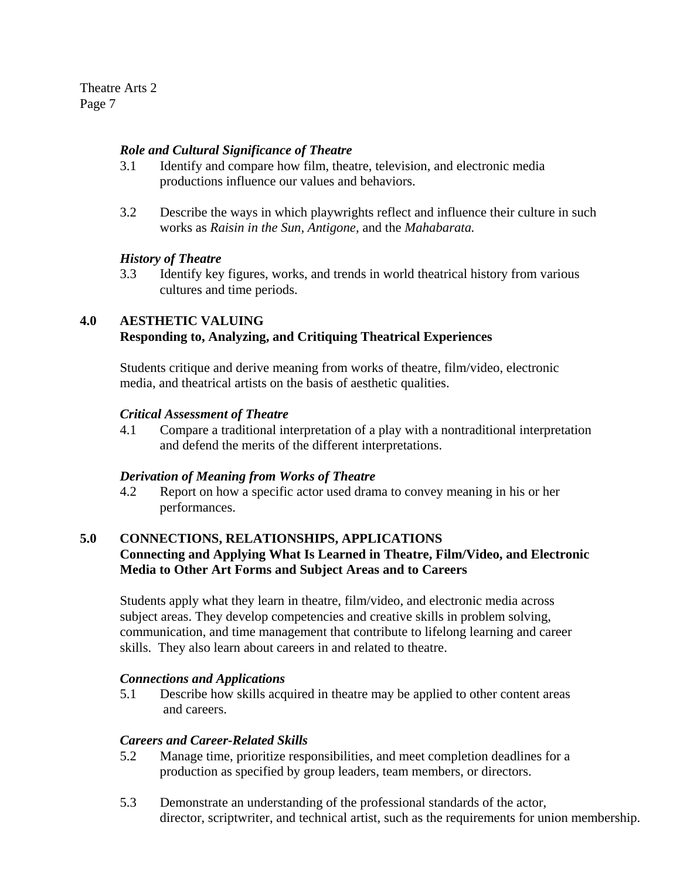***Role and Cultural Significance of Theatre***

3.1 Identify and compare how film, theatre, television, and electronic media productions influence our values and behaviors.

3.2 Describe the ways in which playwrights reflect and influence their culture in such works as *Raisin in the Sun, Antigone,* and the *Mahabarata.*

***History of Theatre***

3.3 Identify key figures, works, and trends in world theatrical history from various cultures and time periods.

## 4.0 AESTHETIC VALUING
**Responding to, Analyzing, and Critiquing Theatrical Experiences**

Students critique and derive meaning from works of theatre, film/video, electronic media, and theatrical artists on the basis of aesthetic qualities.

***Critical Assessment of Theatre***

4.1 Compare a traditional interpretation of a play with a nontraditional interpretation and defend the merits of the different interpretations.

***Derivation of Meaning from Works of Theatre***

4.2 Report on how a specific actor used drama to convey meaning in his or her performances.

## 5.0 CONNECTIONS, RELATIONSHIPS, APPLICATIONS
**Connecting and Applying What Is Learned in Theatre, Film/Video, and Electronic Media to Other Art Forms and Subject Areas and to Careers**

Students apply what they learn in theatre, film/video, and electronic media across subject areas. They develop competencies and creative skills in problem solving, communication, and time management that contribute to lifelong learning and career skills. They also learn about careers in and related to theatre.

***Connections and Applications***

5.1 Describe how skills acquired in theatre may be applied to other content areas and careers.

***Careers and Career-Related Skills***

5.2 Manage time, prioritize responsibilities, and meet completion deadlines for a production as specified by group leaders, team members, or directors.

5.3 Demonstrate an understanding of the professional standards of the actor, director, scriptwriter, and technical artist, such as the requirements for union membership.